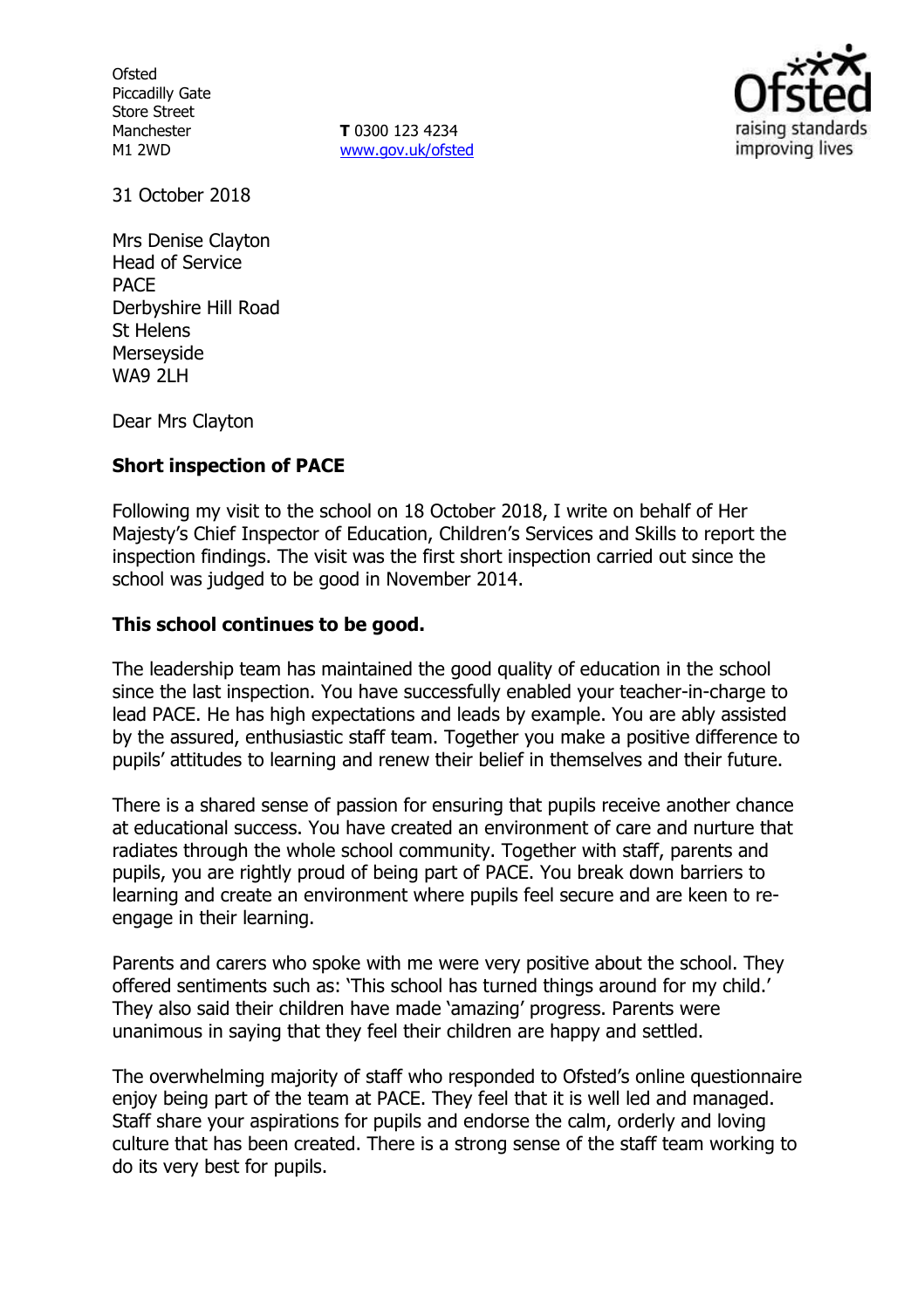Ofsted
Piccadilly Gate
Store Street
Manchester
M1 2WD

**T** 0300 123 4234
www.gov.uk/ofsted

31 October 2018

Mrs Denise Clayton
Head of Service
PACE
Derbyshire Hill Road
St Helens
Merseyside
WA9 2LH

Dear Mrs Clayton

**Short inspection of PACE**

Following my visit to the school on 18 October 2018, I write on behalf of Her Majesty's Chief Inspector of Education, Children's Services and Skills to report the inspection findings. The visit was the first short inspection carried out since the school was judged to be good in November 2014.

**This school continues to be good.**

The leadership team has maintained the good quality of education in the school since the last inspection. You have successfully enabled your teacher-in-charge to lead PACE. He has high expectations and leads by example. You are ably assisted by the assured, enthusiastic staff team. Together you make a positive difference to pupils' attitudes to learning and renew their belief in themselves and their future.

There is a shared sense of passion for ensuring that pupils receive another chance at educational success. You have created an environment of care and nurture that radiates through the whole school community. Together with staff, parents and pupils, you are rightly proud of being part of PACE. You break down barriers to learning and create an environment where pupils feel secure and are keen to re-engage in their learning.

Parents and carers who spoke with me were very positive about the school. They offered sentiments such as: 'This school has turned things around for my child.' They also said their children have made 'amazing' progress. Parents were unanimous in saying that they feel their children are happy and settled.

The overwhelming majority of staff who responded to Ofsted's online questionnaire enjoy being part of the team at PACE. They feel that it is well led and managed. Staff share your aspirations for pupils and endorse the calm, orderly and loving culture that has been created. There is a strong sense of the staff team working to do its very best for pupils.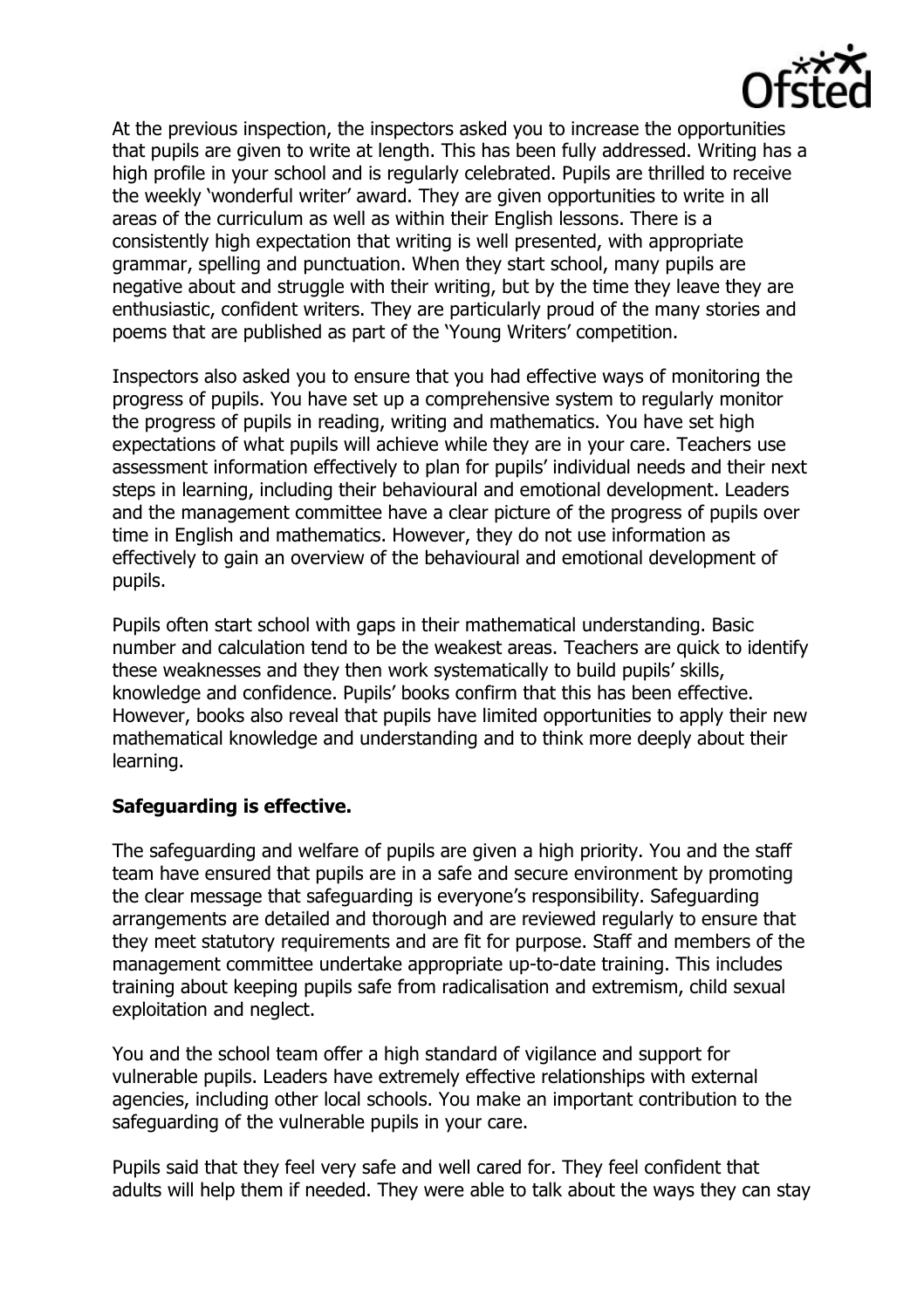At the previous inspection, the inspectors asked you to increase the opportunities that pupils are given to write at length. This has been fully addressed. Writing has a high profile in your school and is regularly celebrated. Pupils are thrilled to receive the weekly 'wonderful writer' award. They are given opportunities to write in all areas of the curriculum as well as within their English lessons. There is a consistently high expectation that writing is well presented, with appropriate grammar, spelling and punctuation. When they start school, many pupils are negative about and struggle with their writing, but by the time they leave they are enthusiastic, confident writers. They are particularly proud of the many stories and poems that are published as part of the 'Young Writers' competition.

Inspectors also asked you to ensure that you had effective ways of monitoring the progress of pupils. You have set up a comprehensive system to regularly monitor the progress of pupils in reading, writing and mathematics. You have set high expectations of what pupils will achieve while they are in your care. Teachers use assessment information effectively to plan for pupils' individual needs and their next steps in learning, including their behavioural and emotional development. Leaders and the management committee have a clear picture of the progress of pupils over time in English and mathematics. However, they do not use information as effectively to gain an overview of the behavioural and emotional development of pupils.

Pupils often start school with gaps in their mathematical understanding. Basic number and calculation tend to be the weakest areas. Teachers are quick to identify these weaknesses and they then work systematically to build pupils' skills, knowledge and confidence. Pupils' books confirm that this has been effective. However, books also reveal that pupils have limited opportunities to apply their new mathematical knowledge and understanding and to think more deeply about their learning.

**Safeguarding is effective.**

The safeguarding and welfare of pupils are given a high priority. You and the staff team have ensured that pupils are in a safe and secure environment by promoting the clear message that safeguarding is everyone's responsibility. Safeguarding arrangements are detailed and thorough and are reviewed regularly to ensure that they meet statutory requirements and are fit for purpose. Staff and members of the management committee undertake appropriate up-to-date training. This includes training about keeping pupils safe from radicalisation and extremism, child sexual exploitation and neglect.

You and the school team offer a high standard of vigilance and support for vulnerable pupils. Leaders have extremely effective relationships with external agencies, including other local schools. You make an important contribution to the safeguarding of the vulnerable pupils in your care.

Pupils said that they feel very safe and well cared for. They feel confident that adults will help them if needed. They were able to talk about the ways they can stay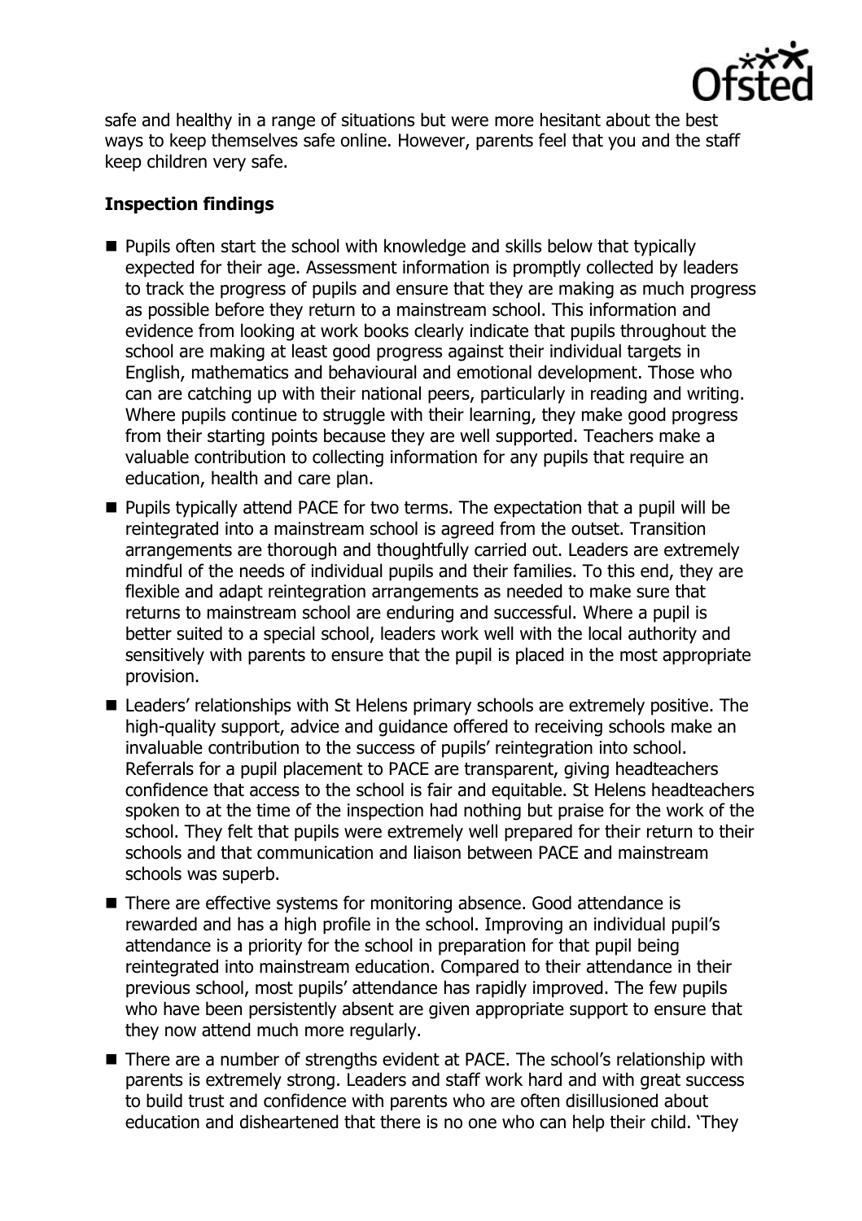safe and healthy in a range of situations but were more hesitant about the best ways to keep themselves safe online. However, parents feel that you and the staff keep children very safe.

### Inspection findings

- Pupils often start the school with knowledge and skills below that typically expected for their age. Assessment information is promptly collected by leaders to track the progress of pupils and ensure that they are making as much progress as possible before they return to a mainstream school. This information and evidence from looking at work books clearly indicate that pupils throughout the school are making at least good progress against their individual targets in English, mathematics and behavioural and emotional development. Those who can are catching up with their national peers, particularly in reading and writing. Where pupils continue to struggle with their learning, they make good progress from their starting points because they are well supported. Teachers make a valuable contribution to collecting information for any pupils that require an education, health and care plan.
- Pupils typically attend PACE for two terms. The expectation that a pupil will be reintegrated into a mainstream school is agreed from the outset. Transition arrangements are thorough and thoughtfully carried out. Leaders are extremely mindful of the needs of individual pupils and their families. To this end, they are flexible and adapt reintegration arrangements as needed to make sure that returns to mainstream school are enduring and successful. Where a pupil is better suited to a special school, leaders work well with the local authority and sensitively with parents to ensure that the pupil is placed in the most appropriate provision.
- Leaders' relationships with St Helens primary schools are extremely positive. The high-quality support, advice and guidance offered to receiving schools make an invaluable contribution to the success of pupils' reintegration into school. Referrals for a pupil placement to PACE are transparent, giving headteachers confidence that access to the school is fair and equitable. St Helens headteachers spoken to at the time of the inspection had nothing but praise for the work of the school. They felt that pupils were extremely well prepared for their return to their schools and that communication and liaison between PACE and mainstream schools was superb.
- There are effective systems for monitoring absence. Good attendance is rewarded and has a high profile in the school. Improving an individual pupil's attendance is a priority for the school in preparation for that pupil being reintegrated into mainstream education. Compared to their attendance in their previous school, most pupils' attendance has rapidly improved. The few pupils who have been persistently absent are given appropriate support to ensure that they now attend much more regularly.
- There are a number of strengths evident at PACE. The school's relationship with parents is extremely strong. Leaders and staff work hard and with great success to build trust and confidence with parents who are often disillusioned about education and disheartened that there is no one who can help their child. 'They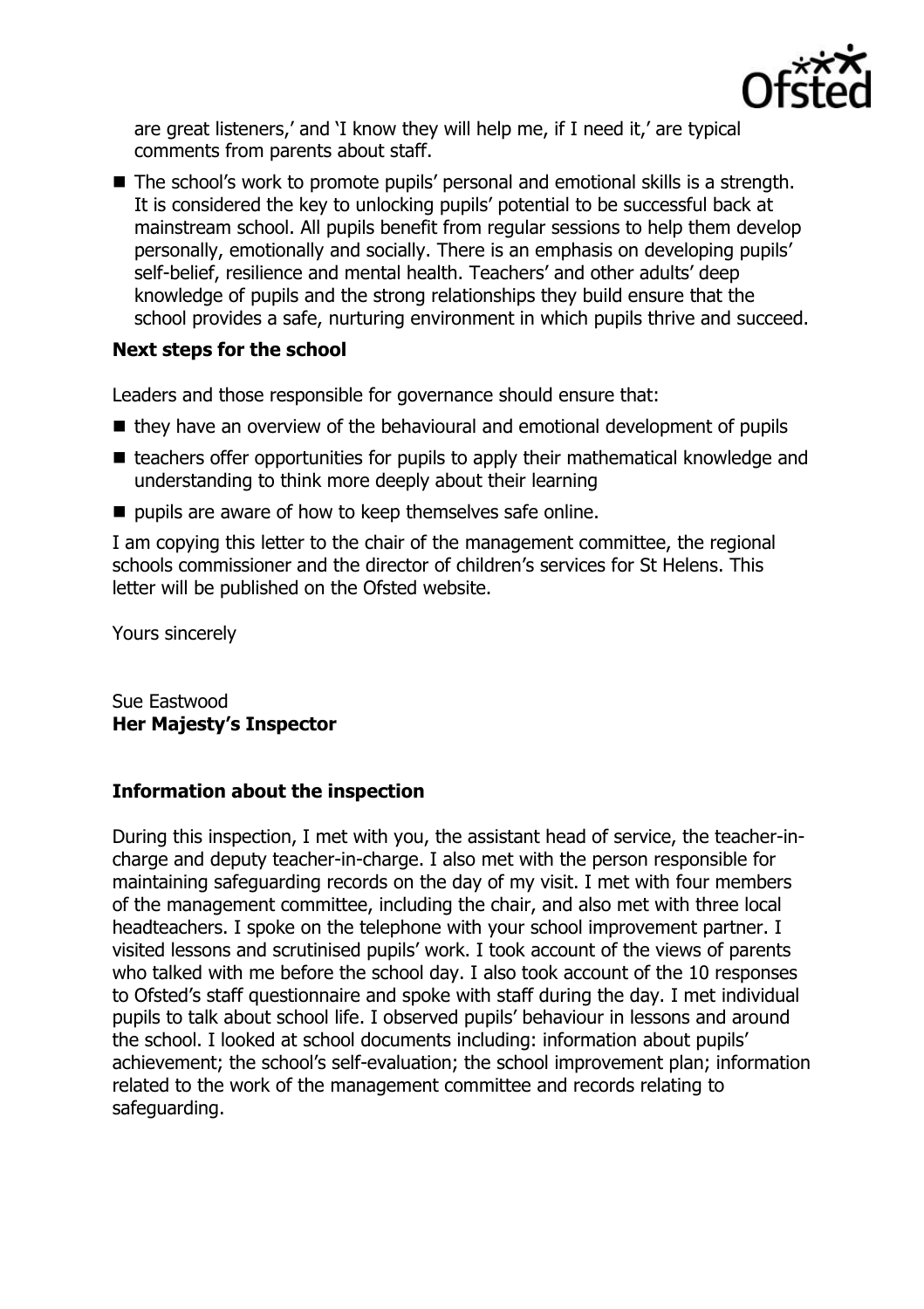are great listeners,' and 'I know they will help me, if I need it,' are typical comments from parents about staff.

- The school's work to promote pupils' personal and emotional skills is a strength. It is considered the key to unlocking pupils' potential to be successful back at mainstream school. All pupils benefit from regular sessions to help them develop personally, emotionally and socially. There is an emphasis on developing pupils' self-belief, resilience and mental health. Teachers' and other adults' deep knowledge of pupils and the strong relationships they build ensure that the school provides a safe, nurturing environment in which pupils thrive and succeed.

**Next steps for the school**

Leaders and those responsible for governance should ensure that:

- they have an overview of the behavioural and emotional development of pupils
- teachers offer opportunities for pupils to apply their mathematical knowledge and understanding to think more deeply about their learning
- pupils are aware of how to keep themselves safe online.

I am copying this letter to the chair of the management committee, the regional schools commissioner and the director of children's services for St Helens. This letter will be published on the Ofsted website.

Yours sincerely

Sue Eastwood
**Her Majesty's Inspector**

## Information about the inspection

During this inspection, I met with you, the assistant head of service, the teacher-in-charge and deputy teacher-in-charge. I also met with the person responsible for maintaining safeguarding records on the day of my visit. I met with four members of the management committee, including the chair, and also met with three local headteachers. I spoke on the telephone with your school improvement partner. I visited lessons and scrutinised pupils' work. I took account of the views of parents who talked with me before the school day. I also took account of the 10 responses to Ofsted's staff questionnaire and spoke with staff during the day. I met individual pupils to talk about school life. I observed pupils' behaviour in lessons and around the school. I looked at school documents including: information about pupils' achievement; the school's self-evaluation; the school improvement plan; information related to the work of the management committee and records relating to safeguarding.